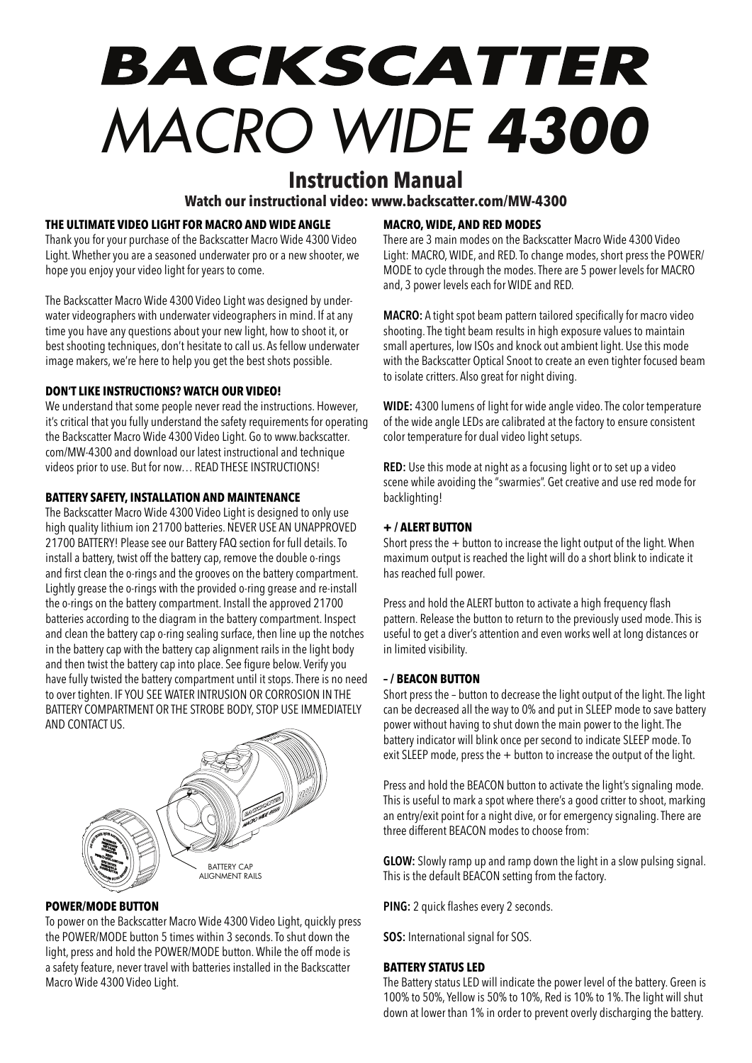# BACKSCATTER

# MACRO WIDE 4300

## Instruction Manual

**Watch our instructional video: www.backscatter.com/MW-4300**

### THE ULTIMATE VIDEO LIGHT FOR MACRO AND WIDE ANGLE

Thank you for your purchase of the Backscatter Macro Wide 4300 Video Light. Whether you are a seasoned underwater pro or a new shooter, we hope you enjoy your video light for years to come.

The Backscatter Macro Wide 4300 Video Light was designed by underwater videographers with underwater videographers in mind. If at any time you have any questions about your new light, how to shoot it, or best shooting techniques, don't hesitate to call us. As fellow underwater image makers, we're here to help you get the best shots possible.

### DON'T LIKE INSTRUCTIONS? WATCH OUR VIDEO!

We understand that some people never read the instructions. However, it's critical that you fully understand the safety requirements for operating the Backscatter Macro Wide 4300 Video Light. Go to www.backscatter.com/MW-4300 and download our latest instructional and technique videos prior to use. But for now… READ THESE INSTRUCTIONS!

### BATTERY SAFETY, INSTALLATION AND MAINTENANCE

The Backscatter Macro Wide 4300 Video Light is designed to only use high quality lithium ion 21700 batteries. NEVER USE AN UNAPPROVED 21700 BATTERY! Please see our Battery FAQ section for full details. To install a battery, twist off the battery cap, remove the double o-rings and first clean the o-rings and the grooves on the battery compartment. Lightly grease the o-rings with the provided o-ring grease and re-install the o-rings on the battery compartment. Install the approved 21700 batteries according to the diagram in the battery compartment. Inspect and clean the battery cap o-ring sealing surface, then line up the notches in the battery cap with the battery cap alignment rails in the light body and then twist the battery cap into place. See figure below. Verify you have fully twisted the battery compartment until it stops. There is no need to over tighten. IF YOU SEE WATER INTRUSION OR CORROSION IN THE BATTERY COMPARTMENT OR THE STROBE BODY, STOP USE IMMEDIATELY AND CONTACT US.

BATTERY CAP ALIGNMENT RAILS

### POWER/MODE BUTTON

To power on the Backscatter Macro Wide 4300 Video Light, quickly press the POWER/MODE button 5 times within 3 seconds. To shut down the light, press and hold the POWER/MODE button. While the off mode is a safety feature, never travel with batteries installed in the Backscatter Macro Wide 4300 Video Light.

### MACRO, WIDE, AND RED MODES

There are 3 main modes on the Backscatter Macro Wide 4300 Video Light: MACRO, WIDE, and RED. To change modes, short press the POWER/MODE to cycle through the modes. There are 5 power levels for MACRO and, 3 power levels each for WIDE and RED.

**MACRO:** A tight spot beam pattern tailored specifically for macro video shooting. The tight beam results in high exposure values to maintain small apertures, low ISOs and knock out ambient light. Use this mode with the Backscatter Optical Snoot to create an even tighter focused beam to isolate critters. Also great for night diving.

**WIDE:** 4300 lumens of light for wide angle video. The color temperature of the wide angle LEDs are calibrated at the factory to ensure consistent color temperature for dual video light setups.

**RED:** Use this mode at night as a focusing light or to set up a video scene while avoiding the "swarmies". Get creative and use red mode for backlighting!

### + / ALERT BUTTON

Short press the + button to increase the light output of the light. When maximum output is reached the light will do a short blink to indicate it has reached full power.

Press and hold the ALERT button to activate a high frequency flash pattern. Release the button to return to the previously used mode. This is useful to get a diver's attention and even works well at long distances or in limited visibility.

### – / BEACON BUTTON

Short press the – button to decrease the light output of the light. The light can be decreased all the way to 0% and put in SLEEP mode to save battery power without having to shut down the main power to the light. The battery indicator will blink once per second to indicate SLEEP mode. To exit SLEEP mode, press the + button to increase the output of the light.

Press and hold the BEACON button to activate the light's signaling mode. This is useful to mark a spot where there's a good critter to shoot, marking an entry/exit point for a night dive, or for emergency signaling. There are three different BEACON modes to choose from:

**GLOW:** Slowly ramp up and ramp down the light in a slow pulsing signal. This is the default BEACON setting from the factory.

**PING:** 2 quick flashes every 2 seconds.

**SOS:** International signal for SOS.

### BATTERY STATUS LED

The Battery status LED will indicate the power level of the battery. Green is 100% to 50%, Yellow is 50% to 10%, Red is 10% to 1%. The light will shut down at lower than 1% in order to prevent overly discharging the battery.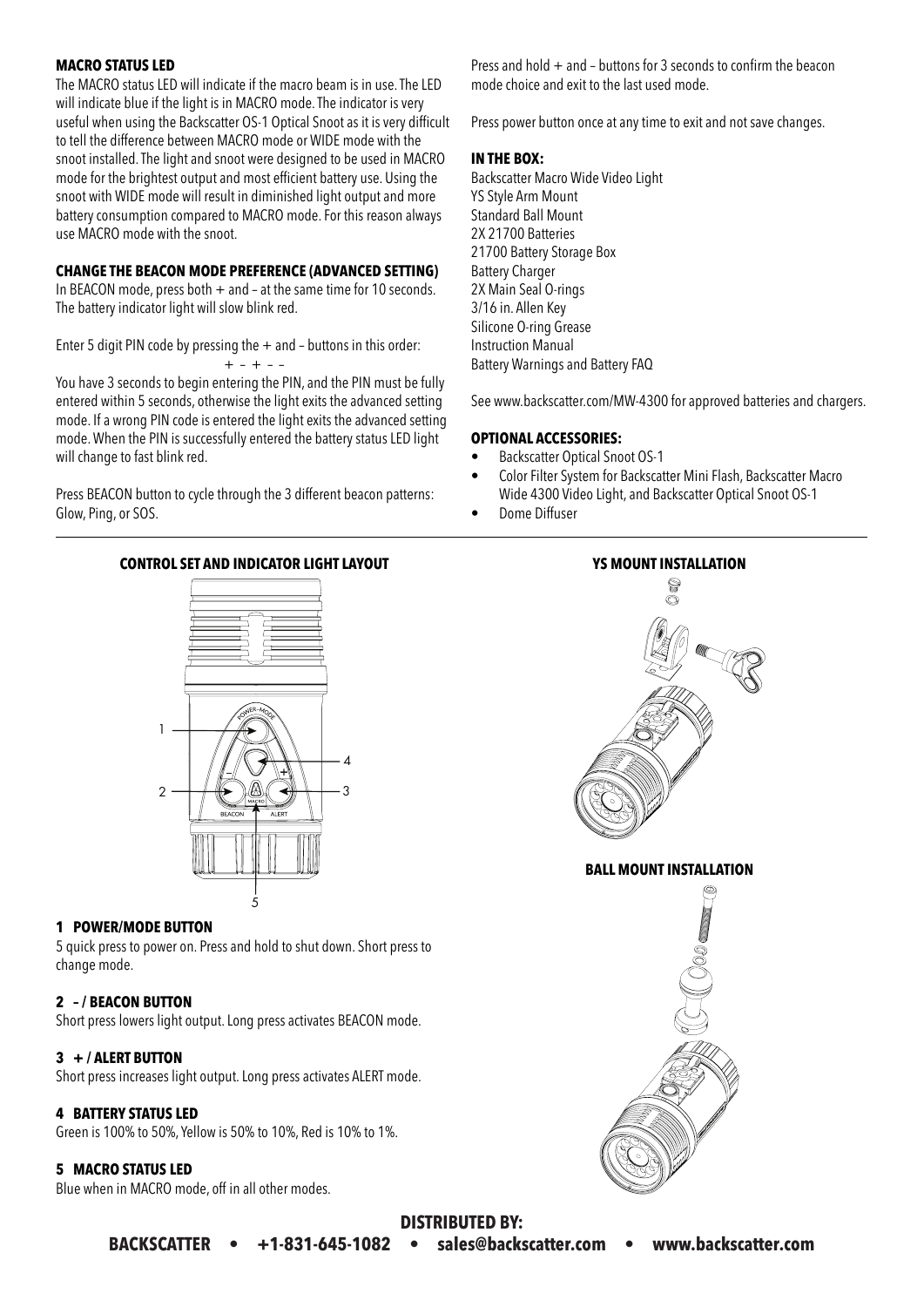### MACRO STATUS LED

The MACRO status LED will indicate if the macro beam is in use. The LED will indicate blue if the light is in MACRO mode. The indicator is very useful when using the Backscatter OS-1 Optical Snoot as it is very difficult to tell the difference between MACRO mode or WIDE mode with the snoot installed. The light and snoot were designed to be used in MACRO mode for the brightest output and most efficient battery use. Using the snoot with WIDE mode will result in diminished light output and more battery consumption compared to MACRO mode. For this reason always use MACRO mode with the snoot.

### CHANGE THE BEACON MODE PREFERENCE (ADVANCED SETTING)

In BEACON mode, press both + and – at the same time for 10 seconds. The battery indicator light will slow blink red.

Enter 5 digit PIN code by pressing the + and – buttons in this order:

+ – + – –

You have 3 seconds to begin entering the PIN, and the PIN must be fully entered within 5 seconds, otherwise the light exits the advanced setting mode. If a wrong PIN code is entered the light exits the advanced setting mode. When the PIN is successfully entered the battery status LED light will change to fast blink red.

Press BEACON button to cycle through the 3 different beacon patterns: Glow, Ping, or SOS.

Press and hold + and – buttons for 3 seconds to confirm the beacon mode choice and exit to the last used mode.

Press power button once at any time to exit and not save changes.

### IN THE BOX:

Backscatter Macro Wide Video Light
YS Style Arm Mount
Standard Ball Mount
2X 21700 Batteries
21700 Battery Storage Box
Battery Charger
2X Main Seal O-rings
3/16 in. Allen Key
Silicone O-ring Grease
Instruction Manual
Battery Warnings and Battery FAQ

See www.backscatter.com/MW-4300 for approved batteries and chargers.

### OPTIONAL ACCESSORIES:

- Backscatter Optical Snoot OS-1
- Color Filter System for Backscatter Mini Flash, Backscatter Macro Wide 4300 Video Light, and Backscatter Optical Snoot OS-1
- Dome Diffuser

### CONTROL SET AND INDICATOR LIGHT LAYOUT

### 1 POWER/MODE BUTTON

5 quick press to power on. Press and hold to shut down. Short press to change mode.

### 2 – / BEACON BUTTON

Short press lowers light output. Long press activates BEACON mode.

### 3 + / ALERT BUTTON

Short press increases light output. Long press activates ALERT mode.

### 4 BATTERY STATUS LED

Green is 100% to 50%, Yellow is 50% to 10%, Red is 10% to 1%.

### 5 MACRO STATUS LED

Blue when in MACRO mode, off in all other modes.

### YS MOUNT INSTALLATION

### BALL MOUNT INSTALLATION

**DISTRIBUTED BY:**

**BACKSCATTER • +1-831-645-1082 • sales@backscatter.com • www.backscatter.com**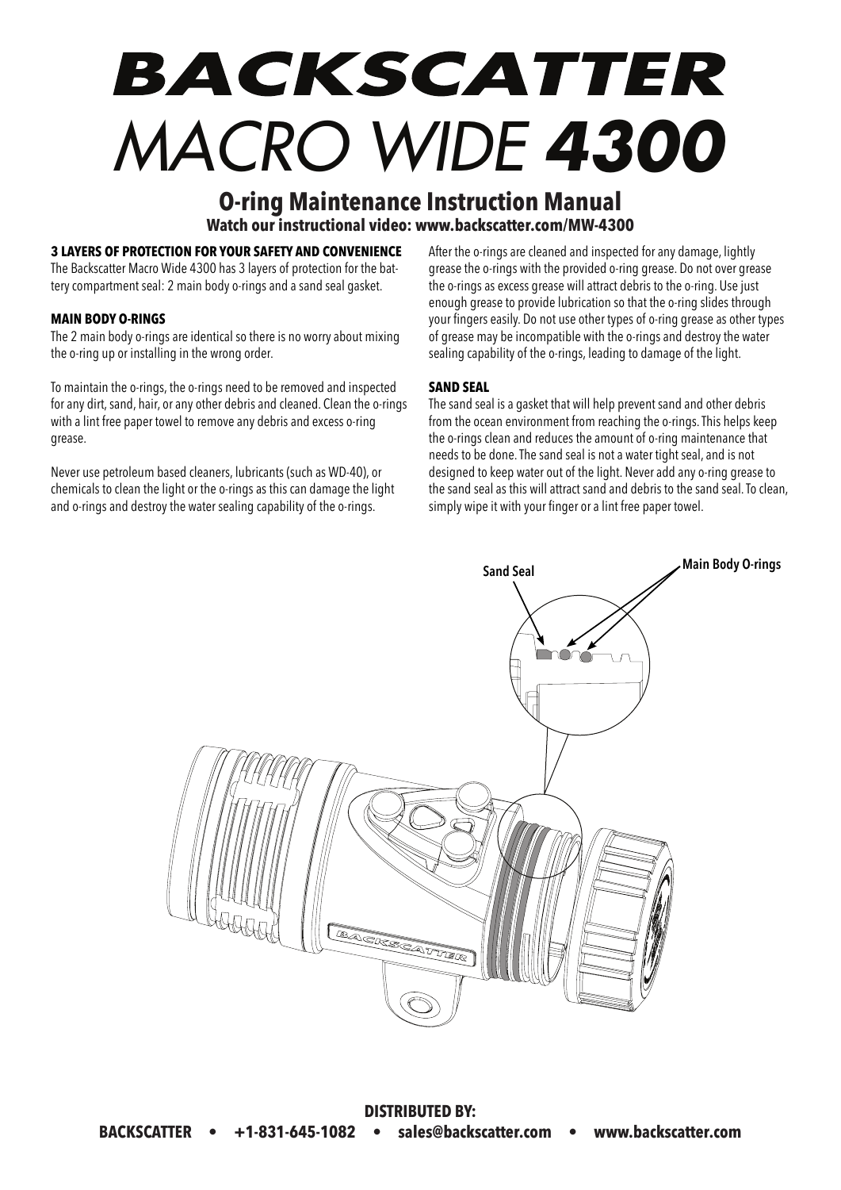# BACKSCATTER
# MACRO WIDE **4300**

## O-ring Maintenance Instruction Manual

**Watch our instructional video: www.backscatter.com/MW-4300**

### 3 LAYERS OF PROTECTION FOR YOUR SAFETY AND CONVENIENCE

The Backscatter Macro Wide 4300 has 3 layers of protection for the battery compartment seal: 2 main body o-rings and a sand seal gasket.

### MAIN BODY O-RINGS

The 2 main body o-rings are identical so there is no worry about mixing the o-ring up or installing in the wrong order.

To maintain the o-rings, the o-rings need to be removed and inspected for any dirt, sand, hair, or any other debris and cleaned. Clean the o-rings with a lint free paper towel to remove any debris and excess o-ring grease.

Never use petroleum based cleaners, lubricants (such as WD-40), or chemicals to clean the light or the o-rings as this can damage the light and o-rings and destroy the water sealing capability of the o-rings.

After the o-rings are cleaned and inspected for any damage, lightly grease the o-rings with the provided o-ring grease. Do not over grease the o-rings as excess grease will attract debris to the o-ring. Use just enough grease to provide lubrication so that the o-ring slides through your fingers easily. Do not use other types of o-ring grease as other types of grease may be incompatible with the o-rings and destroy the water sealing capability of the o-rings, leading to damage of the light.

### SAND SEAL

The sand seal is a gasket that will help prevent sand and other debris from the ocean environment from reaching the o-rings. This helps keep the o-rings clean and reduces the amount of o-ring maintenance that needs to be done. The sand seal is not a water tight seal, and is not designed to keep water out of the light. Never add any o-ring grease to the sand seal as this will attract sand and debris to the sand seal. To clean, simply wipe it with your finger or a lint free paper towel.

Sand Seal

Main Body O-rings

**DISTRIBUTED BY:**

**BACKSCATTER • +1-831-645-1082 • sales@backscatter.com • www.backscatter.com**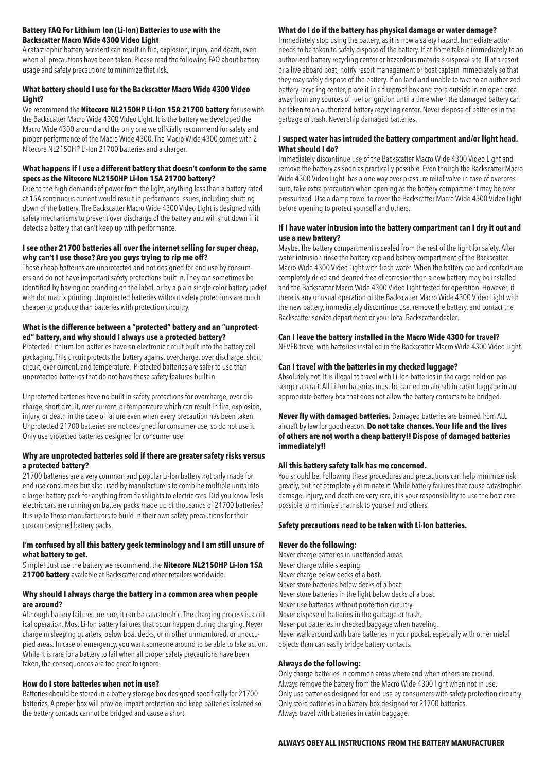## Battery FAQ For Lithium Ion (Li-Ion) Batteries to use with the Backscatter Macro Wide 4300 Video Light

A catastrophic battery accident can result in fire, explosion, injury, and death, even when all precautions have been taken. Please read the following FAQ about battery usage and safety precautions to minimize that risk.

### What battery should I use for the Backscatter Macro Wide 4300 Video Light?

We recommend the **Nitecore NL2150HP Li-Ion 15A 21700 battery** for use with the Backscatter Macro Wide 4300 Video Light. It is the battery we developed the Macro Wide 4300 around and the only one we officially recommend for safety and proper performance of the Macro Wide 4300. The Macro Wide 4300 comes with 2 Nitecore NL2150HP Li-Ion 21700 batteries and a charger.

### What happens if I use a different battery that doesn't conform to the same specs as the Nitecore NL2150HP Li-Ion 15A 21700 battery?

Due to the high demands of power from the light, anything less than a battery rated at 15A continuous current would result in performance issues, including shutting down of the battery. The Backscatter Macro Wide 4300 Video Light is designed with safety mechanisms to prevent over discharge of the battery and will shut down if it detects a battery that can't keep up with performance.

### I see other 21700 batteries all over the internet selling for super cheap, why can't I use those? Are you guys trying to rip me off?

Those cheap batteries are unprotected and not designed for end use by consumers and do not have important safety protections built in. They can sometimes be identified by having no branding on the label, or by a plain single color battery jacket with dot matrix printing. Unprotected batteries without safety protections are much cheaper to produce than batteries with protection circuitry.

### What is the difference between a "protected" battery and an "unprotected" battery, and why should I always use a protected battery?

Protected Lithium-Ion batteries have an electronic circuit built into the battery cell packaging. This circuit protects the battery against overcharge, over discharge, short circuit, over current, and temperature. Protected batteries are safer to use than unprotected batteries that do not have these safety features built in.

Unprotected batteries have no built in safety protections for overcharge, over discharge, short circuit, over current, or temperature which can result in fire, explosion, injury, or death in the case of failure even when every precaution has been taken. Unprotected 21700 batteries are not designed for consumer use, so do not use it. Only use protected batteries designed for consumer use.

### Why are unprotected batteries sold if there are greater safety risks versus a protected battery?

21700 batteries are a very common and popular Li-Ion battery not only made for end use consumers but also used by manufacturers to combine multiple units into a larger battery pack for anything from flashlights to electric cars. Did you know Tesla electric cars are running on battery packs made up of thousands of 21700 batteries? It is up to those manufacturers to build in their own safety precautions for their custom designed battery packs.

### I'm confused by all this battery geek terminology and I am still unsure of what battery to get.

Simple! Just use the battery we recommend, the **Nitecore NL2150HP Li-Ion 15A 21700 battery** available at Backscatter and other retailers worldwide.

### Why should I always charge the battery in a common area when people are around?

Although battery failures are rare, it can be catastrophic. The charging process is a critical operation. Most Li-Ion battery failures that occur happen during charging. Never charge in sleeping quarters, below boat decks, or in other unmonitored, or unoccupied areas. In case of emergency, you want someone around to be able to take action. While it is rare for a battery to fail when all proper safety precautions have been taken, the consequences are too great to ignore.

### How do I store batteries when not in use?

Batteries should be stored in a battery storage box designed specifically for 21700 batteries. A proper box will provide impact protection and keep batteries isolated so the battery contacts cannot be bridged and cause a short.

### What do I do if the battery has physical damage or water damage?

Immediately stop using the battery, as it is now a safety hazard. Immediate action needs to be taken to safely dispose of the battery. If at home take it immediately to an authorized battery recycling center or hazardous materials disposal site. If at a resort or a live aboard boat, notify resort management or boat captain immediately so that they may safely dispose of the battery. If on land and unable to take to an authorized battery recycling center, place it in a fireproof box and store outside in an open area away from any sources of fuel or ignition until a time when the damaged battery can be taken to an authorized battery recycling center. Never dispose of batteries in the garbage or trash. Never ship damaged batteries.

### I suspect water has intruded the battery compartment and/or light head. What should I do?

Immediately discontinue use of the Backscatter Macro Wide 4300 Video Light and remove the battery as soon as practically possible. Even though the Backscatter Macro Wide 4300 Video Light has a one way over pressure relief valve in case of overpressure, take extra precaution when opening as the battery compartment may be over pressurized. Use a damp towel to cover the Backscatter Macro Wide 4300 Video Light before opening to protect yourself and others.

### If I have water intrusion into the battery compartment can I dry it out and use a new battery?

Maybe. The battery compartment is sealed from the rest of the light for safety. After water intrusion rinse the battery cap and battery compartment of the Backscatter Macro Wide 4300 Video Light with fresh water. When the battery cap and contacts are completely dried and cleaned free of corrosion then a new battery may be installed and the Backscatter Macro Wide 4300 Video Light tested for operation. However, if there is any unusual operation of the Backscatter Macro Wide 4300 Video Light with the new battery, immediately discontinue use, remove the battery, and contact the Backscatter service department or your local Backscatter dealer.

### Can I leave the battery installed in the Macro Wide 4300 for travel?

NEVER travel with batteries installed in the Backscatter Macro Wide 4300 Video Light.

### Can I travel with the batteries in my checked luggage?

Absolutely not. It is illegal to travel with Li-Ion batteries in the cargo hold on passenger aircraft. All Li-Ion batteries must be carried on aircraft in cabin luggage in an appropriate battery box that does not allow the battery contacts to be bridged.

**Never fly with damaged batteries.** Damaged batteries are banned from ALL aircraft by law for good reason. **Do not take chances. Your life and the lives of others are not worth a cheap battery!! Dispose of damaged batteries immediately!!**

### All this battery safety talk has me concerned.

You should be. Following these procedures and precautions can help minimize risk greatly, but not completely eliminate it. While battery failures that cause catastrophic damage, injury, and death are very rare, it is your responsibility to use the best care possible to minimize that risk to yourself and others.

### Safety precautions need to be taken with Li-Ion batteries.

#### Never do the following:

Never charge batteries in unattended areas.
Never charge while sleeping.
Never charge below decks of a boat.
Never store batteries below decks of a boat.
Never store batteries in the light below decks of a boat.
Never use batteries without protection circuitry.
Never dispose of batteries in the garbage or trash.
Never put batteries in checked baggage when traveling.
Never walk around with bare batteries in your pocket, especially with other metal objects than can easily bridge battery contacts.

#### Always do the following:

Only charge batteries in common areas where and when others are around.
Always remove the battery from the Macro Wide 4300 light when not in use.
Only use batteries designed for end use by consumers with safety protection circuitry.
Only store batteries in a battery box designed for 21700 batteries.
Always travel with batteries in cabin baggage.

**ALWAYS OBEY ALL INSTRUCTIONS FROM THE BATTERY MANUFACTURER**